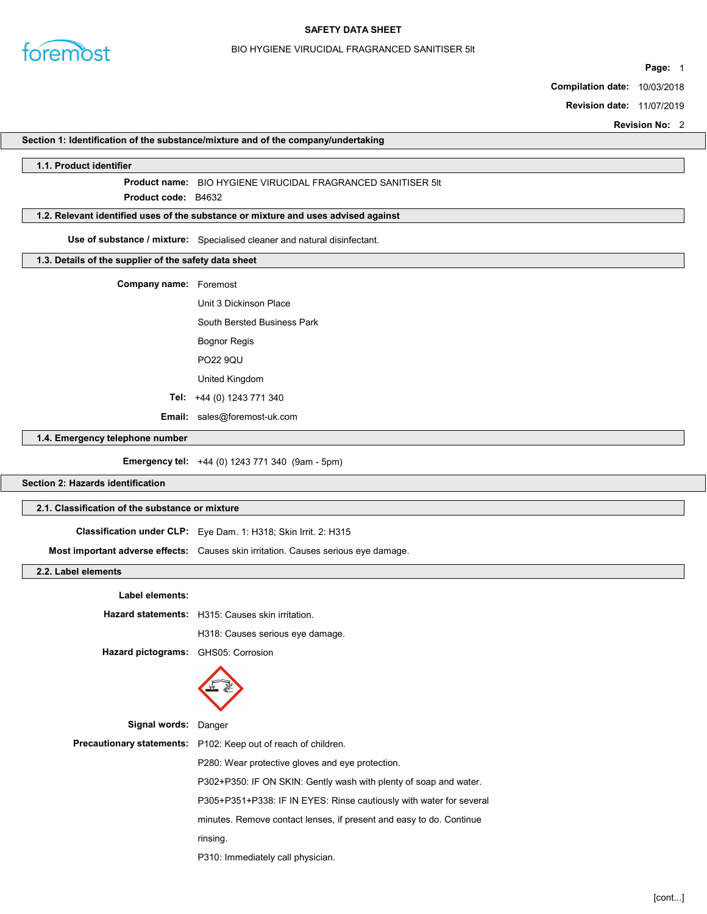# SAFETY DATA SHEET

BIO HYGIENE VIRUCIDAL FRAGRANCED SANITISER 5lt

**Compilation date:** 10/03/2018

**Revision date:** 11/07/2019

**Revision No:** 2

## Section 1: Identification of the substance/mixture and of the company/undertaking

### 1.1. Product identifier

**Product name:** BIO HYGIENE VIRUCIDAL FRAGRANCED SANITISER 5lt

**Product code:** B4632

### 1.2. Relevant identified uses of the substance or mixture and uses advised against

**Use of substance / mixture:** Specialised cleaner and natural disinfectant.

### 1.3. Details of the supplier of the safety data sheet

**Company name:** Foremost

Unit 3 Dickinson Place

South Bersted Business Park

Bognor Regis

PO22 9QU

United Kingdom

**Tel:** +44 (0) 1243 771 340

**Email:** sales@foremost-uk.com

### 1.4. Emergency telephone number

**Emergency tel:** +44 (0) 1243 771 340 (9am - 5pm)

## Section 2: Hazards identification

### 2.1. Classification of the substance or mixture

**Classification under CLP:** Eye Dam. 1: H318; Skin Irrit. 2: H315

**Most important adverse effects:** Causes skin irritation. Causes serious eye damage.

### 2.2. Label elements

**Label elements:**

**Hazard statements:** H315: Causes skin irritation.

H318: Causes serious eye damage.

**Hazard pictograms:** GHS05: Corrosion

**Signal words:** Danger

**Precautionary statements:** P102: Keep out of reach of children.

P280: Wear protective gloves and eye protection.

P302+P350: IF ON SKIN: Gently wash with plenty of soap and water.

P305+P351+P338: IF IN EYES: Rinse cautiously with water for several minutes. Remove contact lenses, if present and easy to do. Continue rinsing.

P310: Immediately call physician.

[cont...]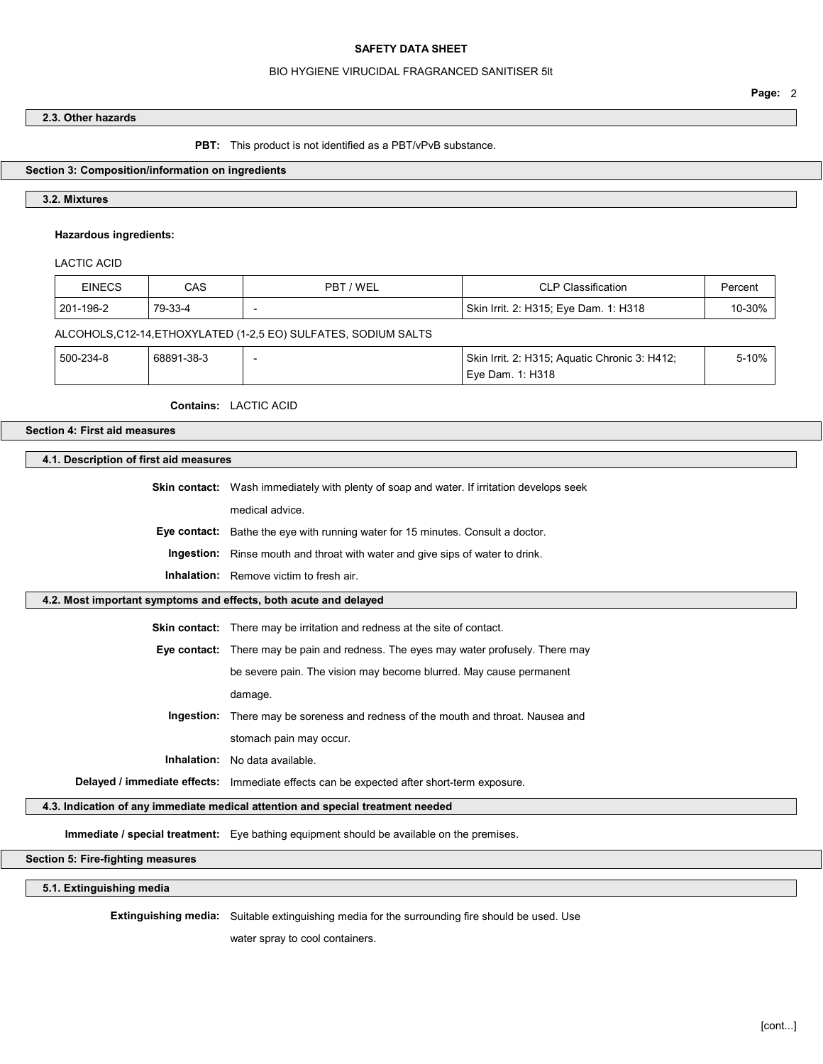### 2.3. Other hazards

**PBT:** This product is not identified as a PBT/vPvB substance.

## Section 3: Composition/information on ingredients

### 3.2. Mixtures

**Hazardous ingredients:**

LACTIC ACID

| EINECS | CAS | PBT / WEL | CLP Classification | Percent |
|---|---|---|---|---|
| 201-196-2 | 79-33-4 | - | Skin Irrit. 2: H315; Eye Dam. 1: H318 | 10-30% |

ALCOHOLS,C12-14,ETHOXYLATED (1-2,5 EO) SULFATES, SODIUM SALTS

| EINECS | CAS | PBT / WEL | CLP Classification | Percent |
|---|---|---|---|---|
| 500-234-8 | 68891-38-3 | - | Skin Irrit. 2: H315; Aquatic Chronic 3: H412; Eye Dam. 1: H318 | 5-10% |

**Contains:** LACTIC ACID

## Section 4: First aid measures

### 4.1. Description of first aid measures

**Skin contact:** Wash immediately with plenty of soap and water. If irritation develops seek medical advice.

**Eye contact:** Bathe the eye with running water for 15 minutes. Consult a doctor.

**Ingestion:** Rinse mouth and throat with water and give sips of water to drink.

**Inhalation:** Remove victim to fresh air.

### 4.2. Most important symptoms and effects, both acute and delayed

**Skin contact:** There may be irritation and redness at the site of contact.

**Eye contact:** There may be pain and redness. The eyes may water profusely. There may be severe pain. The vision may become blurred. May cause permanent damage.

**Ingestion:** There may be soreness and redness of the mouth and throat. Nausea and stomach pain may occur.

**Inhalation:** No data available.

**Delayed / immediate effects:** Immediate effects can be expected after short-term exposure.

### 4.3. Indication of any immediate medical attention and special treatment needed

**Immediate / special treatment:** Eye bathing equipment should be available on the premises.

## Section 5: Fire-fighting measures

### 5.1. Extinguishing media

**Extinguishing media:** Suitable extinguishing media for the surrounding fire should be used. Use water spray to cool containers.

[cont...]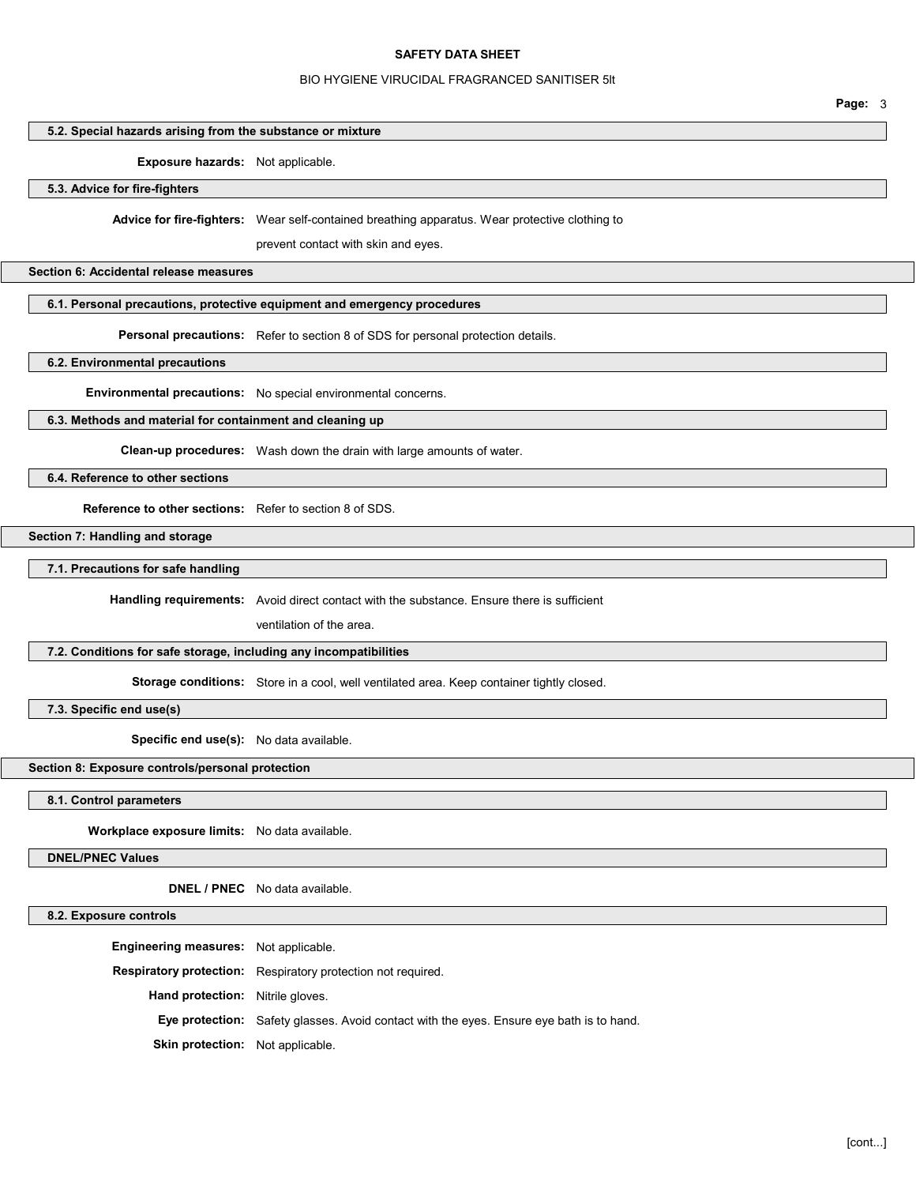#### 5.2. Special hazards arising from the substance or mixture

**Exposure hazards:** Not applicable.

#### 5.3. Advice for fire-fighters

**Advice for fire-fighters:** Wear self-contained breathing apparatus. Wear protective clothing to prevent contact with skin and eyes.

## Section 6: Accidental release measures

#### 6.1. Personal precautions, protective equipment and emergency procedures

**Personal precautions:** Refer to section 8 of SDS for personal protection details.

#### 6.2. Environmental precautions

**Environmental precautions:** No special environmental concerns.

#### 6.3. Methods and material for containment and cleaning up

**Clean-up procedures:** Wash down the drain with large amounts of water.

#### 6.4. Reference to other sections

**Reference to other sections:** Refer to section 8 of SDS.

## Section 7: Handling and storage

#### 7.1. Precautions for safe handling

**Handling requirements:** Avoid direct contact with the substance. Ensure there is sufficient ventilation of the area.

#### 7.2. Conditions for safe storage, including any incompatibilities

**Storage conditions:** Store in a cool, well ventilated area. Keep container tightly closed.

#### 7.3. Specific end use(s)

**Specific end use(s):** No data available.

## Section 8: Exposure controls/personal protection

#### 8.1. Control parameters

**Workplace exposure limits:** No data available.

#### DNEL/PNEC Values

**DNEL / PNEC** No data available.

#### 8.2. Exposure controls

**Engineering measures:** Not applicable.

**Respiratory protection:** Respiratory protection not required.

**Hand protection:** Nitrile gloves.

**Eye protection:** Safety glasses. Avoid contact with the eyes. Ensure eye bath is to hand.

**Skin protection:** Not applicable.

[cont...]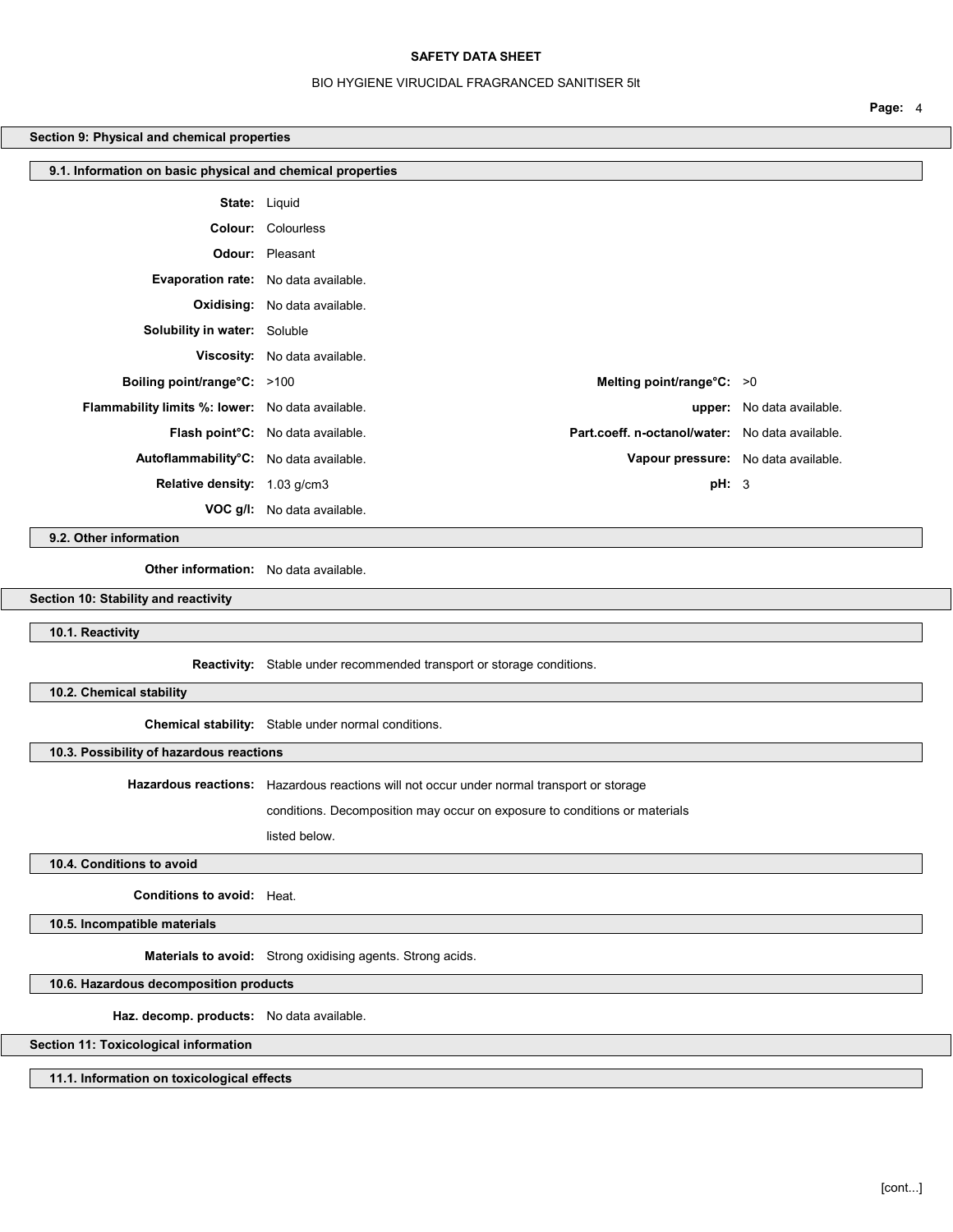## Section 9: Physical and chemical properties

### 9.1. Information on basic physical and chemical properties

**State:** Liquid

**Colour:** Colourless

**Odour:** Pleasant

**Evaporation rate:** No data available.

**Oxidising:** No data available.

**Solubility in water:** Soluble

**Viscosity:** No data available.

| | | | |
|---|---|---|---|
| **Boiling point/range°C:** | >100 | **Melting point/range°C:** | >0 |
| **Flammability limits %: lower:** | No data available. | **upper:** | No data available. |
| **Flash point°C:** | No data available. | **Part.coeff. n-octanol/water:** | No data available. |
| **Autoflammability°C:** | No data available. | **Vapour pressure:** | No data available. |
| **Relative density:** | 1.03 g/cm3 | **pH:** | 3 |

**VOC g/l:** No data available.

### 9.2. Other information

**Other information:** No data available.

## Section 10: Stability and reactivity

### 10.1. Reactivity

**Reactivity:** Stable under recommended transport or storage conditions.

### 10.2. Chemical stability

**Chemical stability:** Stable under normal conditions.

### 10.3. Possibility of hazardous reactions

**Hazardous reactions:** Hazardous reactions will not occur under normal transport or storage conditions. Decomposition may occur on exposure to conditions or materials listed below.

### 10.4. Conditions to avoid

**Conditions to avoid:** Heat.

### 10.5. Incompatible materials

**Materials to avoid:** Strong oxidising agents. Strong acids.

### 10.6. Hazardous decomposition products

**Haz. decomp. products:** No data available.

## Section 11: Toxicological information

### 11.1. Information on toxicological effects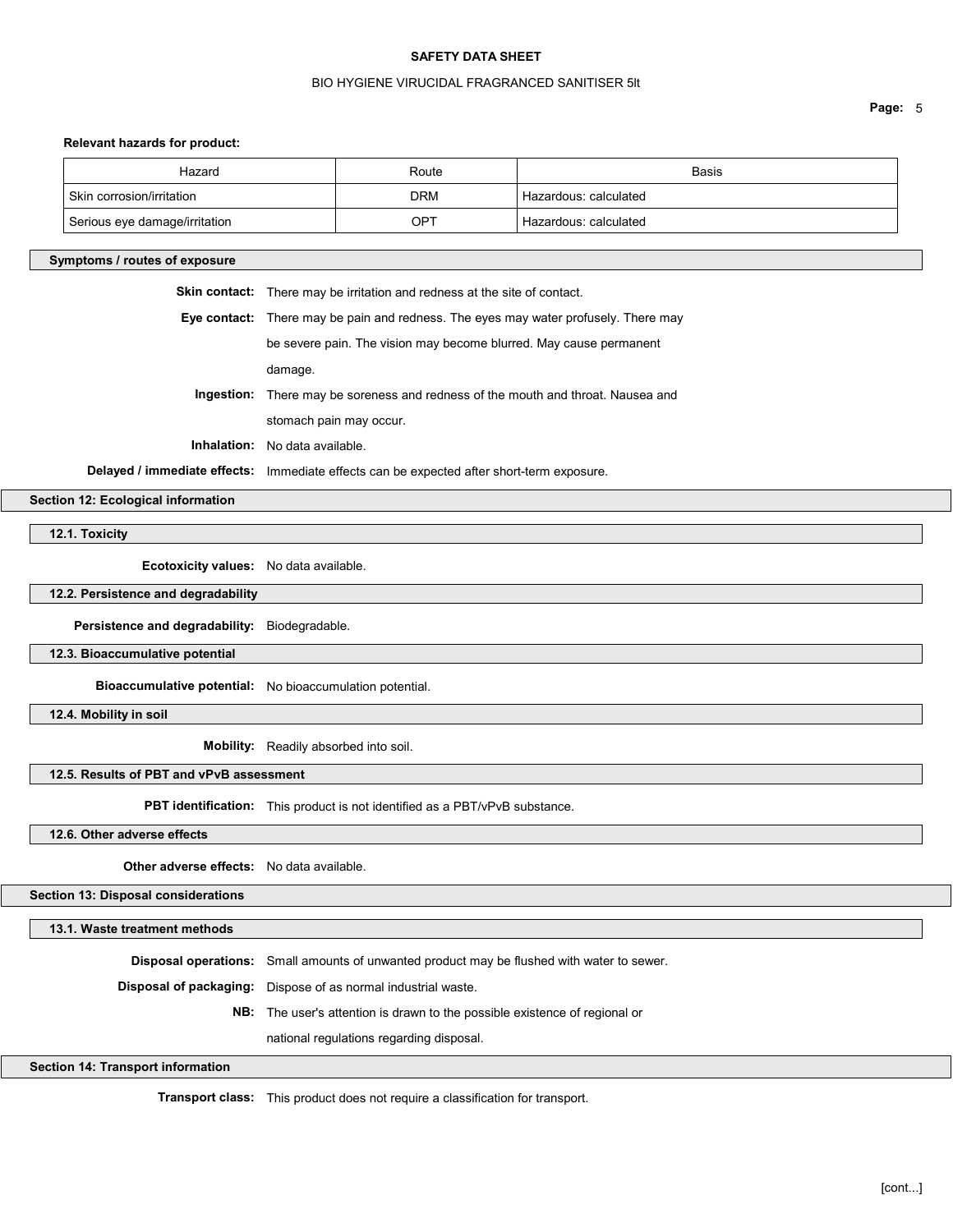**Relevant hazards for product:**

| Hazard | Route | Basis |
|---|---|---|
| Skin corrosion/irritation | DRM | Hazardous: calculated |
| Serious eye damage/irritation | OPT | Hazardous: calculated |

### Symptoms / routes of exposure

**Skin contact:** There may be irritation and redness at the site of contact.

**Eye contact:** There may be pain and redness. The eyes may water profusely. There may be severe pain. The vision may become blurred. May cause permanent damage.

**Ingestion:** There may be soreness and redness of the mouth and throat. Nausea and stomach pain may occur.

**Inhalation:** No data available.

**Delayed / immediate effects:** Immediate effects can be expected after short-term exposure.

## Section 12: Ecological information

### 12.1. Toxicity

**Ecotoxicity values:** No data available.

### 12.2. Persistence and degradability

**Persistence and degradability:** Biodegradable.

### 12.3. Bioaccumulative potential

**Bioaccumulative potential:** No bioaccumulation potential.

### 12.4. Mobility in soil

**Mobility:** Readily absorbed into soil.

### 12.5. Results of PBT and vPvB assessment

**PBT identification:** This product is not identified as a PBT/vPvB substance.

### 12.6. Other adverse effects

**Other adverse effects:** No data available.

## Section 13: Disposal considerations

### 13.1. Waste treatment methods

**Disposal operations:** Small amounts of unwanted product may be flushed with water to sewer.

**Disposal of packaging:** Dispose of as normal industrial waste.

**NB:** The user's attention is drawn to the possible existence of regional or national regulations regarding disposal.

## Section 14: Transport information

**Transport class:** This product does not require a classification for transport.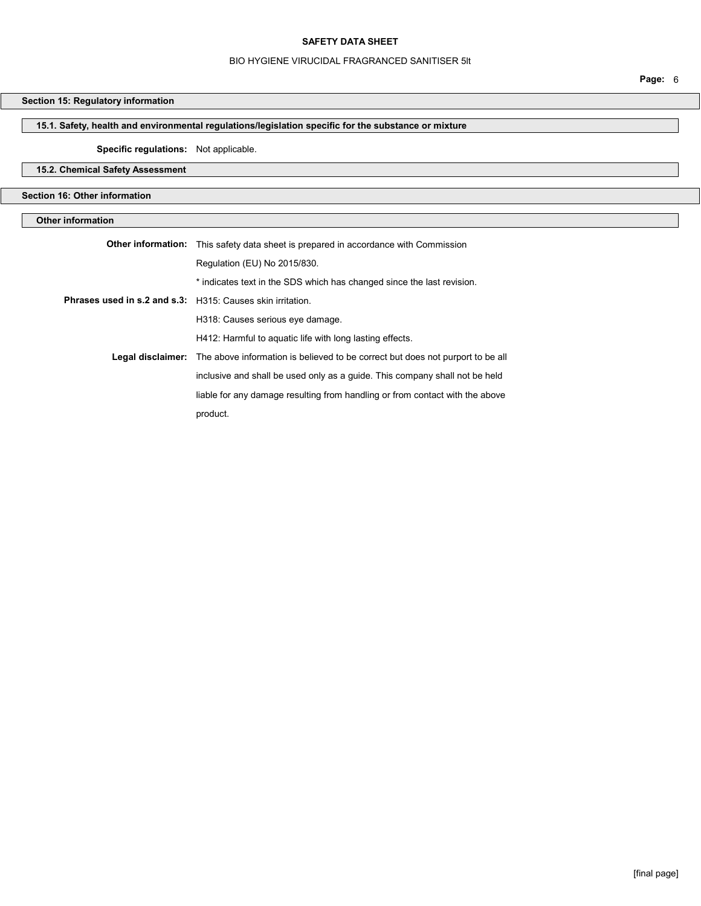## Section 15: Regulatory information

### 15.1. Safety, health and environmental regulations/legislation specific for the substance or mixture

**Specific regulations:** Not applicable.

### 15.2. Chemical Safety Assessment

## Section 16: Other information

### Other information

**Other information:** This safety data sheet is prepared in accordance with Commission Regulation (EU) No 2015/830.

* indicates text in the SDS which has changed since the last revision.

**Phrases used in s.2 and s.3:** H315: Causes skin irritation.

H318: Causes serious eye damage.

H412: Harmful to aquatic life with long lasting effects.

**Legal disclaimer:** The above information is believed to be correct but does not purport to be all inclusive and shall be used only as a guide. This company shall not be held liable for any damage resulting from handling or from contact with the above product.